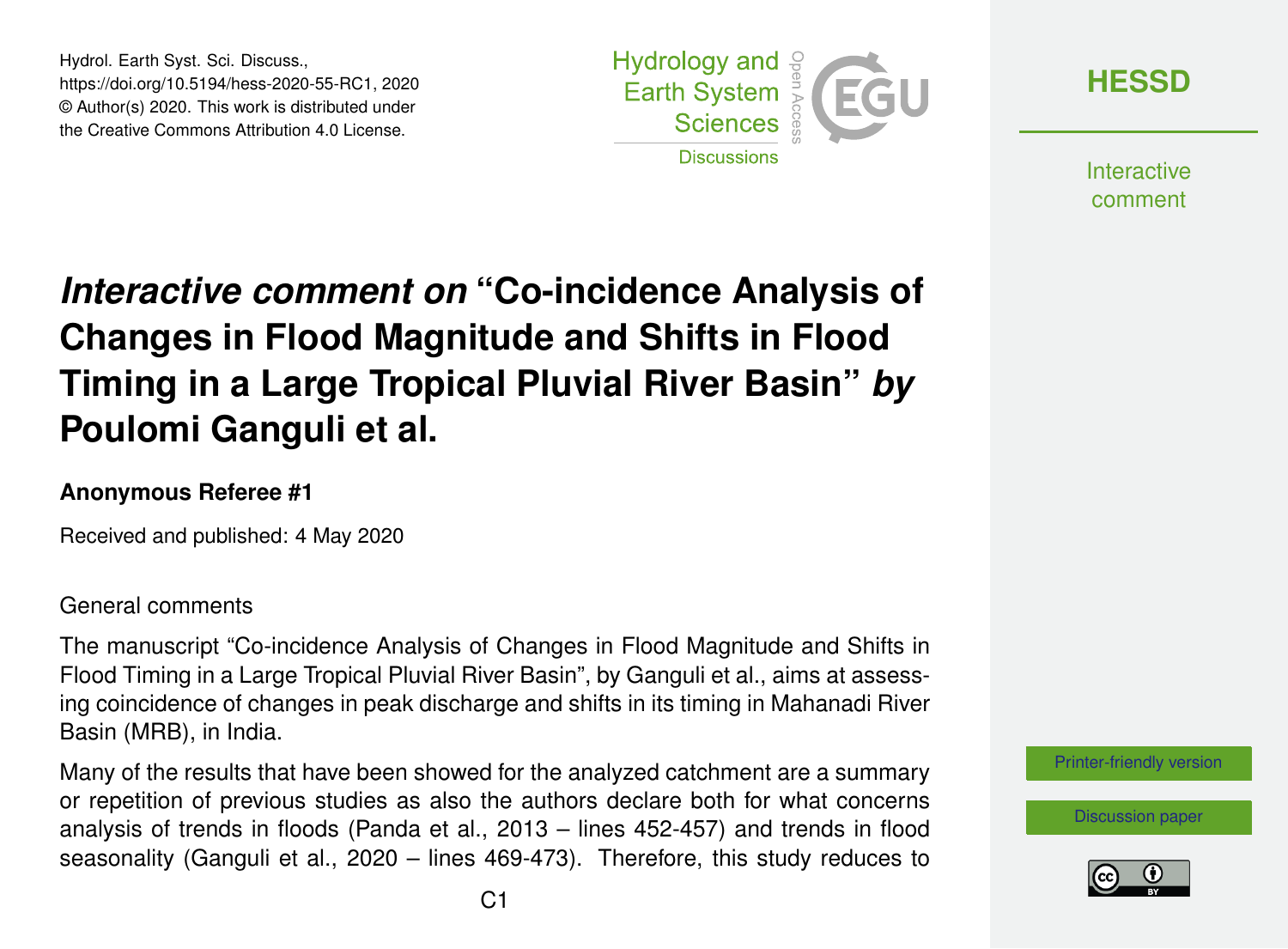# *Interactive comment on* "Co-incidence Analysis of Changes in Flood Magnitude and Shifts in Flood Timing in a Large Tropical Pluvial River Basin" *by* Poulomi Ganguli et al.

**Anonymous Referee #1**

Received and published: 4 May 2020

General comments

The manuscript "Co-incidence Analysis of Changes in Flood Magnitude and Shifts in Flood Timing in a Large Tropical Pluvial River Basin", by Ganguli et al., aims at assessing coincidence of changes in peak discharge and shifts in its timing in Mahanadi River Basin (MRB), in India.

Many of the results that have been showed for the analyzed catchment are a summary or repetition of previous studies as also the authors declare both for what concerns analysis of trends in floods (Panda et al., 2013 – lines 452-457) and trends in flood seasonality (Ganguli et al., 2020 – lines 469-473). Therefore, this study reduces to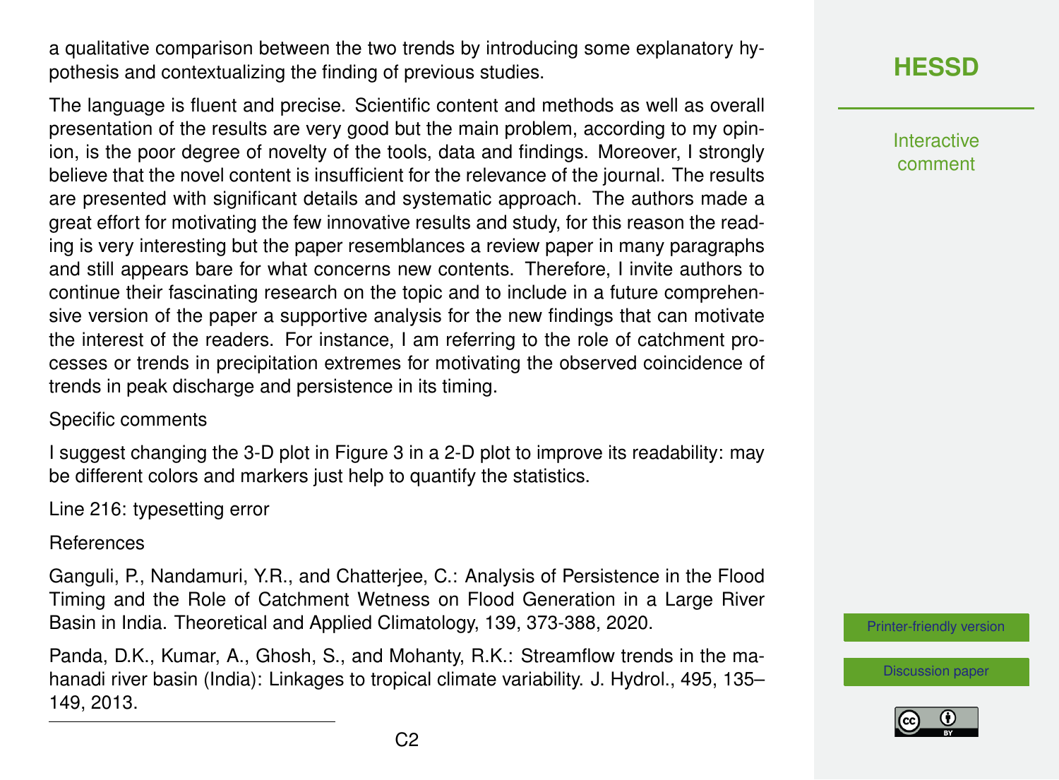a qualitative comparison between the two trends by introducing some explanatory hypothesis and contextualizing the finding of previous studies.

The language is fluent and precise. Scientific content and methods as well as overall presentation of the results are very good but the main problem, according to my opinion, is the poor degree of novelty of the tools, data and findings. Moreover, I strongly believe that the novel content is insufficient for the relevance of the journal. The results are presented with significant details and systematic approach. The authors made a great effort for motivating the few innovative results and study, for this reason the reading is very interesting but the paper resemblances a review paper in many paragraphs and still appears bare for what concerns new contents. Therefore, I invite authors to continue their fascinating research on the topic and to include in a future comprehensive version of the paper a supportive analysis for the new findings that can motivate the interest of the readers. For instance, I am referring to the role of catchment processes or trends in precipitation extremes for motivating the observed coincidence of trends in peak discharge and persistence in its timing.

Specific comments

I suggest changing the 3-D plot in Figure 3 in a 2-D plot to improve its readability: may be different colors and markers just help to quantify the statistics.

Line 216: typesetting error

References

Ganguli, P., Nandamuri, Y.R., and Chatterjee, C.: Analysis of Persistence in the Flood Timing and the Role of Catchment Wetness on Flood Generation in a Large River Basin in India. Theoretical and Applied Climatology, 139, 373-388, 2020.

Panda, D.K., Kumar, A., Ghosh, S., and Mohanty, R.K.: Streamflow trends in the mahanadi river basin (India): Linkages to tropical climate variability. J. Hydrol., 495, 135–149, 2013.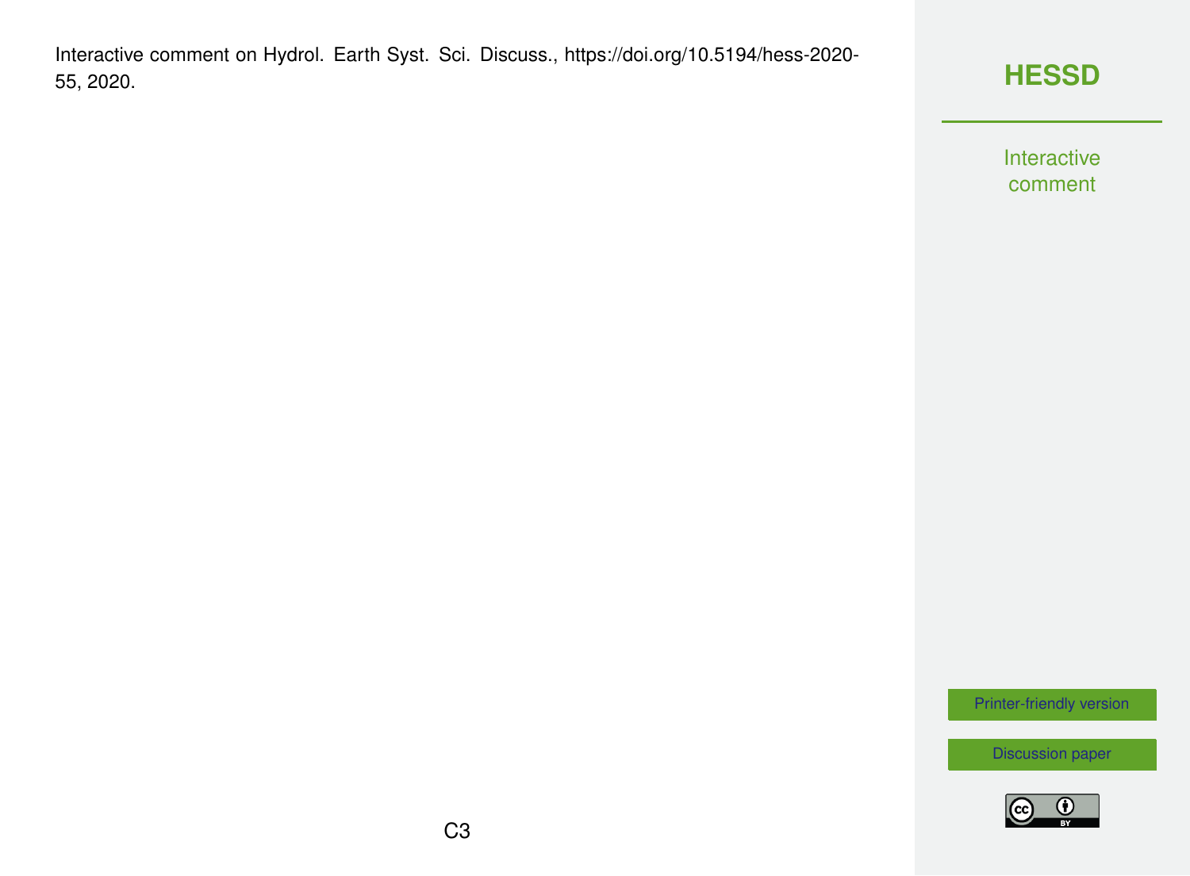Interactive comment on Hydrol. Earth Syst. Sci. Discuss., https://doi.org/10.5194/hess-2020-55, 2020.